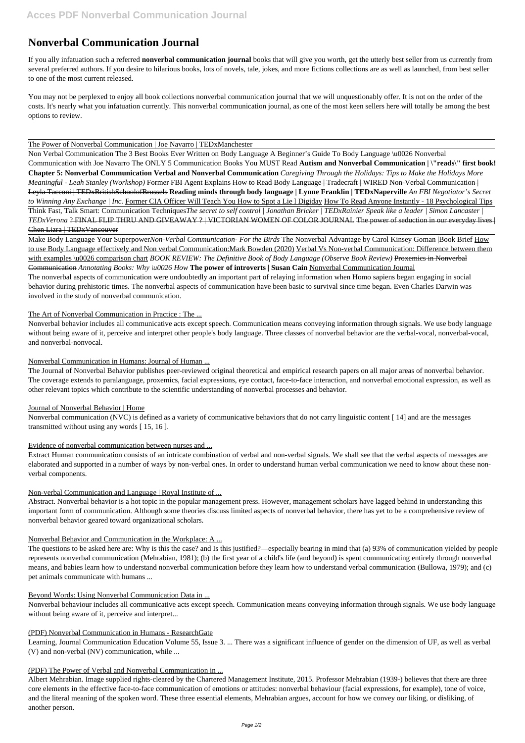# Nonverbal Communication Journal

If you ally infatuation such a referred **nonverbal communication journal** books that will give you worth, get the utterly best seller from us currently from several preferred authors. If you desire to hilarious books, lots of novels, tale, jokes, and more fictions collections are as well as launched, from best seller to one of the most current released.

You may not be perplexed to enjoy all book collections nonverbal communication journal that we will unquestionably offer. It is not on the order of the costs. It's nearly what you infatuation currently. This nonverbal communication journal, as one of the most keen sellers here will totally be among the best options to review.

The Power of Nonverbal Communication | Joe Navarro | TEDxManchester

Non Verbal Communication The 3 Best Books Ever Written on Body Language A Beginner's Guide To Body Language \u0026 Nonverbal Communication with Joe Navarro The ONLY 5 Communication Books You MUST Read **Autism and Nonverbal Communication | \"reads\" first book! Chapter 5: Nonverbal Communication Verbal and Nonverbal Communication** *Caregiving Through the Holidays: Tips to Make the Holidays More Meaningful - Leah Stanley (Workshop)* ~~Former FBI Agent Explains How to Read Body Language | Tradecraft | WIRED~~ ~~Non-Verbal Communication | Leyla Tacconi | TEDxBritishSchoolofBrussels~~ **Reading minds through body language | Lynne Franklin | TEDxNaperville** *An FBI Negotiator's Secret to Winning Any Exchange | Inc.* Former CIA Officer Will Teach You How to Spot a Lie l Digiday How To Read Anyone Instantly - 18 Psychological Tips Think Fast, Talk Smart: Communication Techniques*The secret to self control | Jonathan Bricker | TEDxRainier Speak like a leader | Simon Lancaster | TEDxVerona* ~~? FINAL FLIP THRU AND GIVEAWAY ? | VICTORIAN WOMEN OF COLOR JOURNAL~~ ~~The power of seduction in our everyday lives | Chen Lizra | TEDxVancouver~~

Make Body Language Your Superpower*Non-Verbal Communication- For the Birds* The Nonverbal Advantage by Carol Kinsey Goman |Book Brief How to use Body Language effectively and Non verbal Communication:Mark Bowden (2020) Verbal Vs Non-verbal Communication: Difference between them with examples \u0026 comparison chart *BOOK REVIEW: The Definitive Book of Body Language (Observe Book Review)* ~~Proxemics in Nonverbal Communication~~ *Annotating Books: Why \u0026 How* **The power of introverts | Susan Cain** Nonverbal Communication Journal

The nonverbal aspects of communication were undoubtedly an important part of relaying information when Homo sapiens began engaging in social behavior during prehistoric times. The nonverbal aspects of communication have been basic to survival since time began. Even Charles Darwin was involved in the study of nonverbal communication.

The Art of Nonverbal Communication in Practice : The ...

Nonverbal behavior includes all communicative acts except speech. Communication means conveying information through signals. We use body language without being aware of it, perceive and interpret other people's body language. Three classes of nonverbal behavior are the verbal-vocal, nonverbal-vocal, and nonverbal-nonvocal.

Nonverbal Communication in Humans: Journal of Human ...

The Journal of Nonverbal Behavior publishes peer-reviewed original theoretical and empirical research papers on all major areas of nonverbal behavior. The coverage extends to paralanguage, proxemics, facial expressions, eye contact, face-to-face interaction, and nonverbal emotional expression, as well as other relevant topics which contribute to the scientific understanding of nonverbal processes and behavior.

Journal of Nonverbal Behavior | Home

Nonverbal communication (NVC) is defined as a variety of communicative behaviors that do not carry linguistic content [ 14] and are the messages transmitted without using any words [ 15, 16 ].

Evidence of nonverbal communication between nurses and ...

Extract Human communication consists of an intricate combination of verbal and non-verbal signals. We shall see that the verbal aspects of messages are elaborated and supported in a number of ways by non-verbal ones. In order to understand human verbal communication we need to know about these non-verbal components.

Non-verbal Communication and Language | Royal Institute of ...

Abstract. Nonverbal behavior is a hot topic in the popular management press. However, management scholars have lagged behind in understanding this important form of communication. Although some theories discuss limited aspects of nonverbal behavior, there has yet to be a comprehensive review of nonverbal behavior geared toward organizational scholars.

Nonverbal Behavior and Communication in the Workplace: A ...

The questions to be asked here are: Why is this the case? and Is this justified?—especially bearing in mind that (a) 93% of communication yielded by people represents nonverbal communication (Mehrabian, 1981); (b) the first year of a child's life (and beyond) is spent communicating entirely through nonverbal means, and babies learn how to understand nonverbal communication before they learn how to understand verbal communication (Bullowa, 1979); and (c) pet animals communicate with humans ...

Beyond Words: Using Nonverbal Communication Data in ...

Nonverbal behaviour includes all communicative acts except speech. Communication means conveying information through signals. We use body language without being aware of it, perceive and interpret...

(PDF) Nonverbal Communication in Humans - ResearchGate

Learning, Journal Communication Education Volume 55, Issue 3. ... There was a significant influence of gender on the dimension of UF, as well as verbal (V) and non-verbal (NV) communication, while ...

(PDF) The Power of Verbal and Nonverbal Communication in ...

Albert Mehrabian. Image supplied rights-cleared by the Chartered Management Institute, 2015. Professor Mehrabian (1939-) believes that there are three core elements in the effective face-to-face communication of emotions or attitudes: nonverbal behaviour (facial expressions, for example), tone of voice, and the literal meaning of the spoken word. These three essential elements, Mehrabian argues, account for how we convey our liking, or disliking, of another person.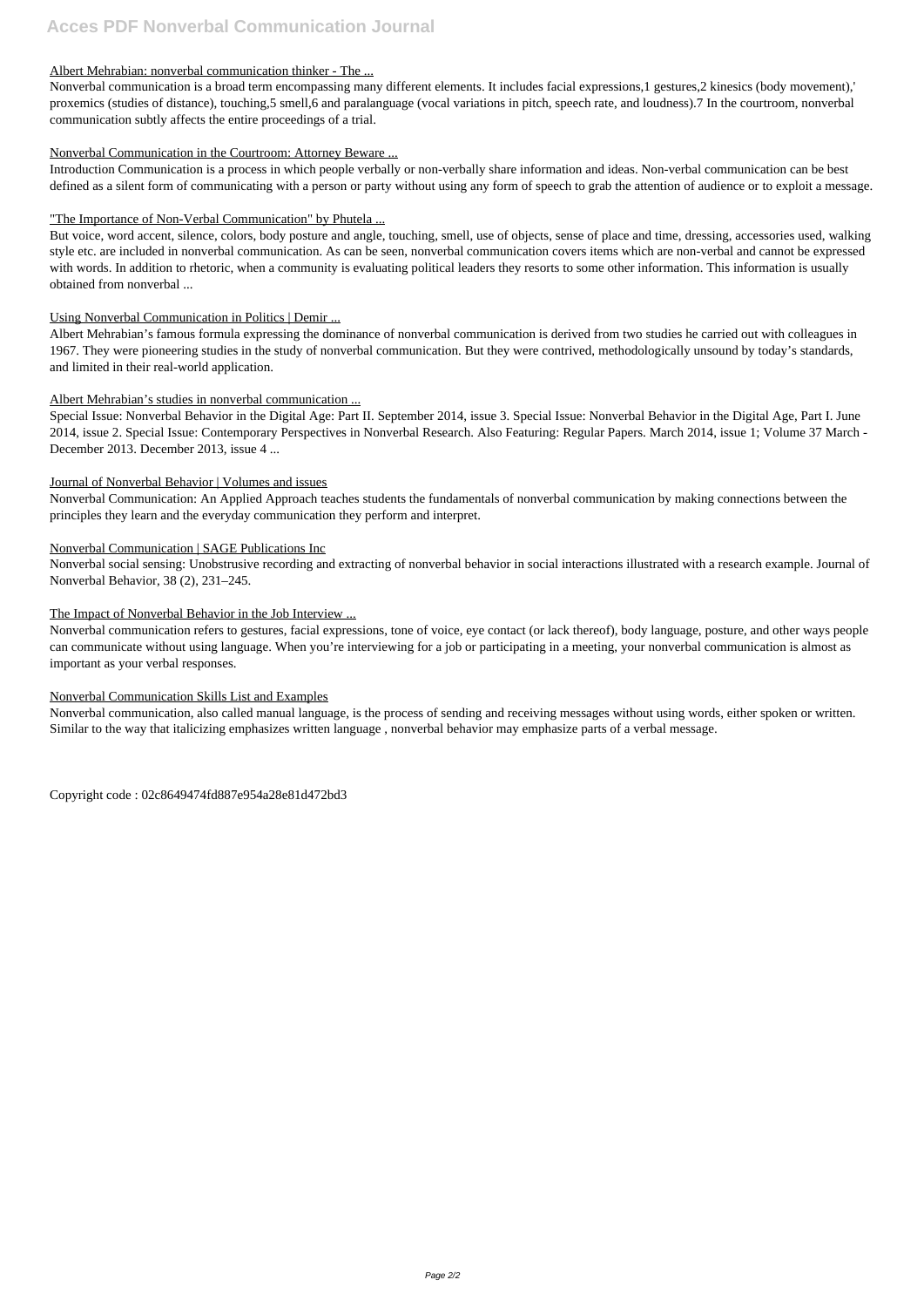Albert Mehrabian: nonverbal communication thinker - The ...

Nonverbal communication is a broad term encompassing many different elements. It includes facial expressions,1 gestures,2 kinesics (body movement),' proxemics (studies of distance), touching,5 smell,6 and paralanguage (vocal variations in pitch, speech rate, and loudness).7 In the courtroom, nonverbal communication subtly affects the entire proceedings of a trial.

Nonverbal Communication in the Courtroom: Attorney Beware ...

Introduction Communication is a process in which people verbally or non-verbally share information and ideas. Non-verbal communication can be best defined as a silent form of communicating with a person or party without using any form of speech to grab the attention of audience or to exploit a message.

"The Importance of Non-Verbal Communication" by Phutela ...

But voice, word accent, silence, colors, body posture and angle, touching, smell, use of objects, sense of place and time, dressing, accessories used, walking style etc. are included in nonverbal communication. As can be seen, nonverbal communication covers items which are non-verbal and cannot be expressed with words. In addition to rhetoric, when a community is evaluating political leaders they resorts to some other information. This information is usually obtained from nonverbal ...

Using Nonverbal Communication in Politics | Demir ...

Albert Mehrabian's famous formula expressing the dominance of nonverbal communication is derived from two studies he carried out with colleagues in 1967. They were pioneering studies in the study of nonverbal communication. But they were contrived, methodologically unsound by today's standards, and limited in their real-world application.

Albert Mehrabian's studies in nonverbal communication ...

Special Issue: Nonverbal Behavior in the Digital Age: Part II. September 2014, issue 3. Special Issue: Nonverbal Behavior in the Digital Age, Part I. June 2014, issue 2. Special Issue: Contemporary Perspectives in Nonverbal Research. Also Featuring: Regular Papers. March 2014, issue 1; Volume 37 March - December 2013. December 2013, issue 4 ...

Journal of Nonverbal Behavior | Volumes and issues

Nonverbal Communication: An Applied Approach teaches students the fundamentals of nonverbal communication by making connections between the principles they learn and the everyday communication they perform and interpret.

Nonverbal Communication | SAGE Publications Inc

Nonverbal social sensing: Unobstrusive recording and extracting of nonverbal behavior in social interactions illustrated with a research example. Journal of Nonverbal Behavior, 38 (2), 231–245.

The Impact of Nonverbal Behavior in the Job Interview ...

Nonverbal communication refers to gestures, facial expressions, tone of voice, eye contact (or lack thereof), body language, posture, and other ways people can communicate without using language. When you're interviewing for a job or participating in a meeting, your nonverbal communication is almost as important as your verbal responses.

Nonverbal Communication Skills List and Examples

Nonverbal communication, also called manual language, is the process of sending and receiving messages without using words, either spoken or written. Similar to the way that italicizing emphasizes written language , nonverbal behavior may emphasize parts of a verbal message.

Copyright code : 02c8649474fd887e954a28e81d472bd3